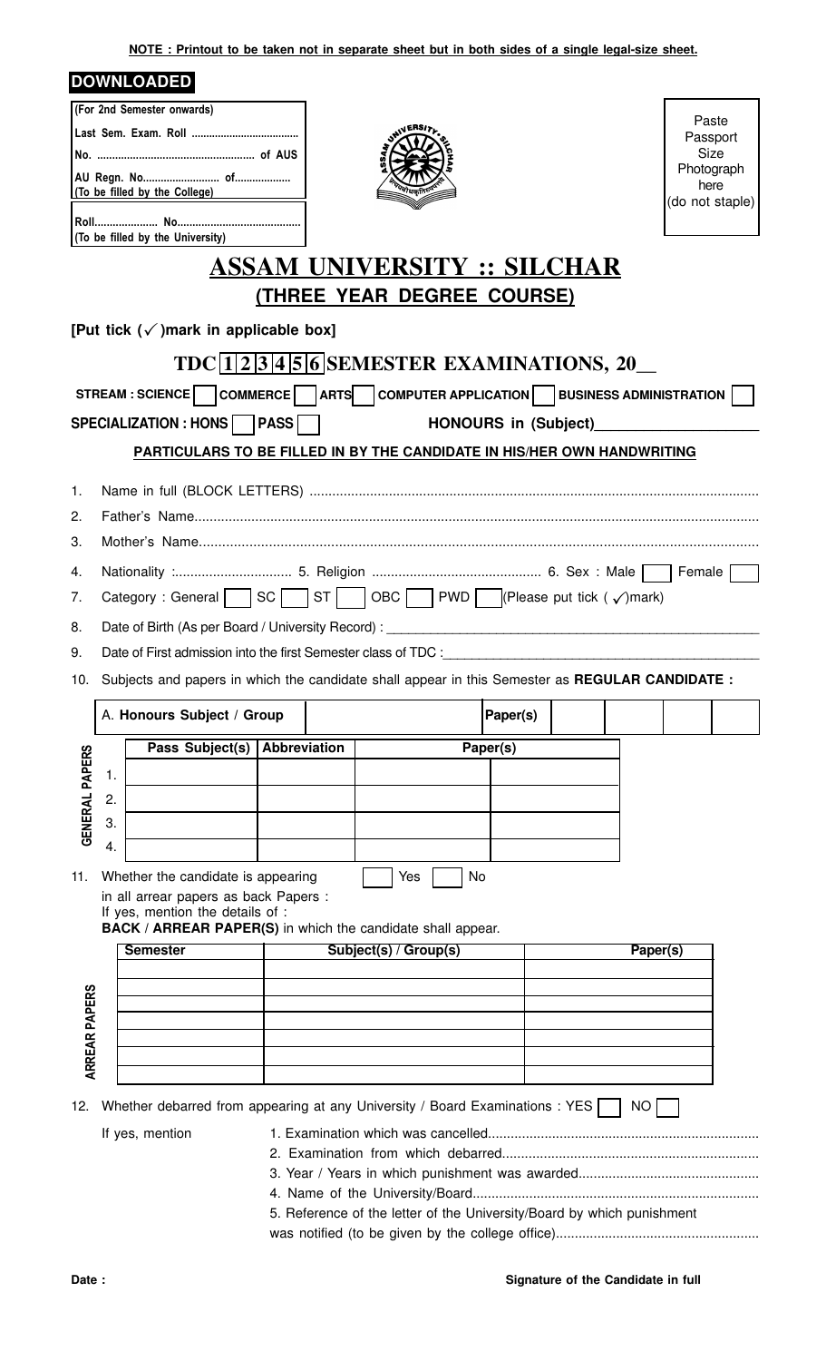**NOTE : Printout to be taken not in separate sheet but in both sides of a single legal-size sheet.**

**DOWNLOADED**

| (For 2nd Semester onwards) |
|---|
| Last Sem. Exam. Roll .................................... |
| No. ................................................... of AUS |
| AU Regn. No......................... of.................. |
| (To be filled by the College) |

| Roll.................... No........................................ |
|---|
| (To be filled by the University) |

Paste Passport Size Photograph here (do not staple)

# ASSAM UNIVERSITY :: SILCHAR

## (THREE YEAR DEGREE COURSE)

**[Put tick (✓)mark in applicable box]**

## TDC 1 2 3 4 5 6 SEMESTER EXAMINATIONS, 20__

**STREAM : SCIENCE** ☐ **COMMERCE** ☐ **ARTS** ☐ **COMPUTER APPLICATION** ☐ **BUSINESS ADMINISTRATION** ☐

**SPECIALIZATION : HONS** ☐ **PASS** ☐ **HONOURS in (Subject)**____________________

**PARTICULARS TO BE FILLED IN BY THE CANDIDATE IN HIS/HER OWN HANDWRITING**

1. Name in full (BLOCK LETTERS) ..........................................................................................................
2. Father's Name..................................................................................................................................
3. Mother's Name.................................................................................................................................
4. Nationality :............................... 5. Religion ............................................ 6. Sex : Male ☐ Female ☐
7. Category : General ☐ SC ☐ ST ☐ OBC ☐ PWD ☐ (Please put tick (✓)mark)
8. Date of Birth (As per Board / University Record) : ________________________________________________
9. Date of First admission into the first Semester class of TDC :____________________________________________
10. Subjects and papers in which the candidate shall appear in this Semester as **REGULAR CANDIDATE :**

| A. **Honours Subject / Group** | | **Paper(s)** | | | | |
|---|---|---|---|---|---|---|

**GENERAL PAPERS**

| | Pass Subject(s) | Abbreviation | Paper(s) | |
|---|---|---|---|---|
| 1. | | | | |
| 2. | | | | |
| 3. | | | | |
| 4. | | | | |

11. Whether the candidate is appearing in all arrear papers as back Papers : ☐ Yes ☐ No
    If yes, mention the details of :
    **BACK / ARREAR PAPER(S)** in which the candidate shall appear.

**ARREAR PAPERS**

| Semester | Subject(s) / Group(s) | Paper(s) |
|---|---|---|
| | | |
| | | |
| | | |
| | | |
| | | |
| | | |
| | | |

12. Whether debarred from appearing at any University / Board Examinations : YES ☐ NO ☐

    If yes, mention
    1. Examination which was cancelled.......................................................................
    2. Examination from which debarred...................................................................
    3. Year / Years in which punishment was awarded................................................
    4. Name of the University/Board..........................................................................
    5. Reference of the letter of the University/Board by which punishment was notified (to be given by the college office)....................................................

**Date :** **Signature of the Candidate in full**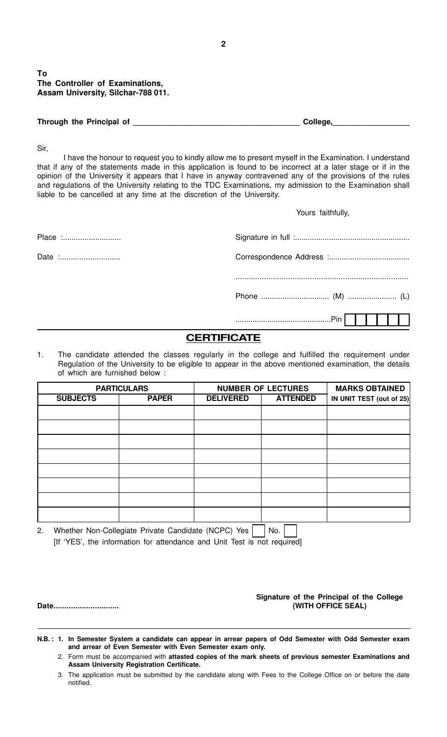**To**
**The Controller of Examinations,**
**Assam University, Silchar-788 011.**

**Through the Principal of** ______________________________________ **College,**_________________

Sir,

I have the honour to request you to kindly allow me to present myself in the Examination. I understand that if any of the statements made in this application is found to be incorrect at a later stage or if in the opinion of the University it appears that I have in anyway contravened any of the provisions of the rules and regulations of the University relating to the TDC Examinations, my admission to the Examination shall liable to be cancelled at any time at the discretion of the University.

Yours faithfully,

Place :..........................

Date :............................

Signature in full :....................................................

Correspondence Address :.....................................

..............................................................................

Phone ............................... (M) ....................... (L)

............................................Pin

## CERTIFICATE

1. The candidate attended the classes regularly in the college and fulfilled the requirement under Regulation of the University to be eligible to appear in the above mentioned examination, the details of which are furnished below :

| PARTICULARS | | NUMBER OF LECTURES | | MARKS OBTAINED |
|---|---|---|---|---|
| **SUBJECTS** | **PAPER** | **DELIVERED** | **ATTENDED** | **IN UNIT TEST (out of 25)** |
| | | | | |
| | | | | |
| | | | | |
| | | | | |
| | | | | |
| | | | | |
| | | | | |
| | | | | |

2. Whether Non-Collegiate Private Candidate (NCPC) Yes ☐ No. ☐
   [If 'YES', the information for attendance and Unit Test is not required]

**Date.............................**

**Signature of the Principal of the College**
**(WITH OFFICE SEAL)**

**N.B. : 1. In Semester System a candidate can appear in arrear papers of Odd Semester with Odd Semester exam and arrear of Even Semester with Even Semester exam only.**

2. Form must be accompanied with **attasted copies of the mark sheets of previous semester Examinations and Assam University Registration Certificate.**

3. The application must be submitted by the candidate along with Fees to the College Office on or before the date notified.